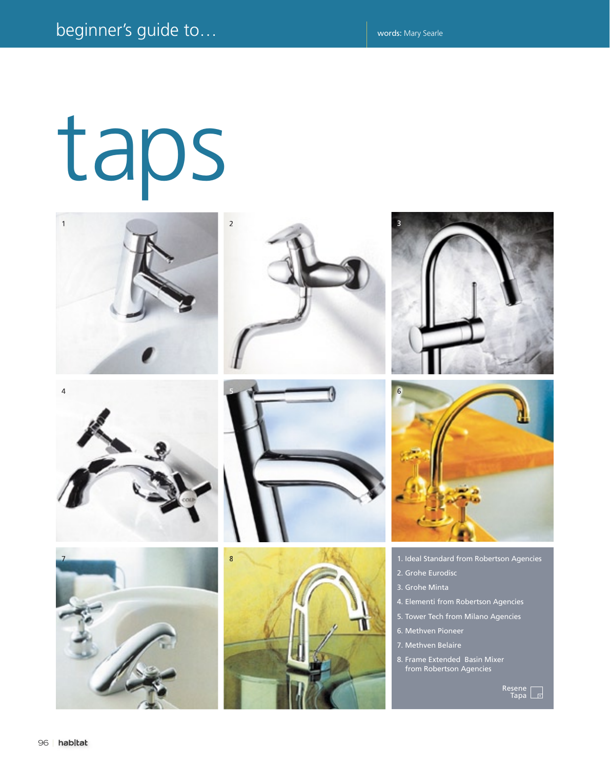beginner's guide to…

words: Mary Searle

# taps

1. Ideal Standard from Robertson Agencies
2. Grohe Eurodisc
3. Grohe Minta
4. Elementi from Robertson Agencies
5. Tower Tech from Milano Agencies
6. Methven Pioneer
7. Methven Belaire
8. Frame Extended Basin Mixer from Robertson Agencies

Resene Tapa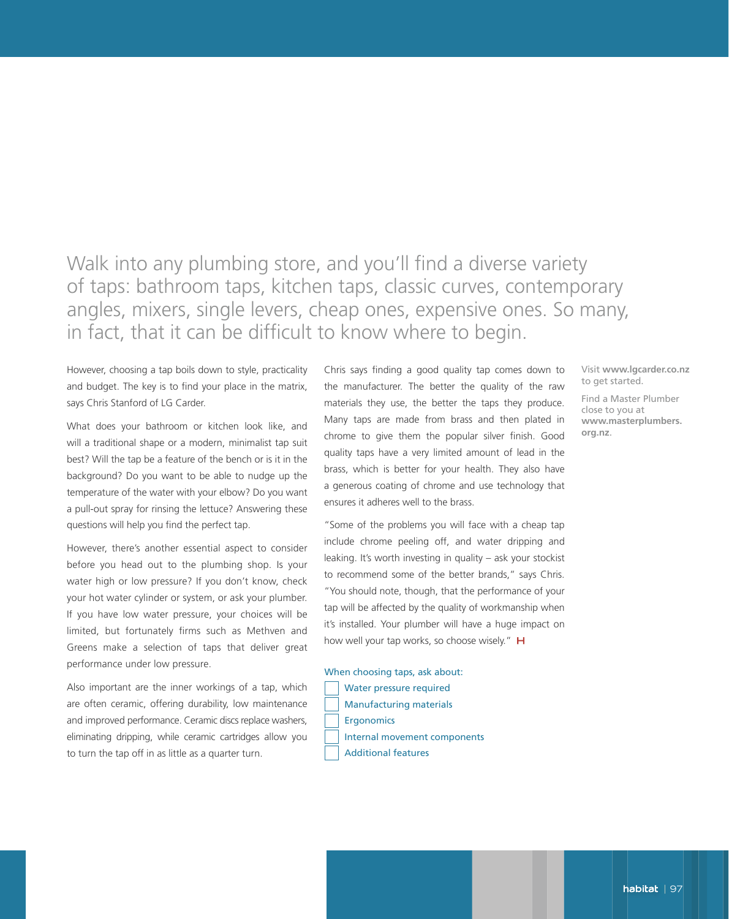Walk into any plumbing store, and you'll find a diverse variety of taps: bathroom taps, kitchen taps, classic curves, contemporary angles, mixers, single levers, cheap ones, expensive ones. So many, in fact, that it can be difficult to know where to begin.

However, choosing a tap boils down to style, practicality and budget. The key is to find your place in the matrix, says Chris Stanford of LG Carder.

What does your bathroom or kitchen look like, and will a traditional shape or a modern, minimalist tap suit best? Will the tap be a feature of the bench or is it in the background? Do you want to be able to nudge up the temperature of the water with your elbow? Do you want a pull-out spray for rinsing the lettuce? Answering these questions will help you find the perfect tap.

However, there's another essential aspect to consider before you head out to the plumbing shop. Is your water high or low pressure? If you don't know, check your hot water cylinder or system, or ask your plumber. If you have low water pressure, your choices will be limited, but fortunately firms such as Methven and Greens make a selection of taps that deliver great performance under low pressure.

Also important are the inner workings of a tap, which are often ceramic, offering durability, low maintenance and improved performance. Ceramic discs replace washers, eliminating dripping, while ceramic cartridges allow you to turn the tap off in as little as a quarter turn.

Chris says finding a good quality tap comes down to the manufacturer. The better the quality of the raw materials they use, the better the taps they produce. Many taps are made from brass and then plated in chrome to give them the popular silver finish. Good quality taps have a very limited amount of lead in the brass, which is better for your health. They also have a generous coating of chrome and use technology that ensures it adheres well to the brass.

"Some of the problems you will face with a cheap tap include chrome peeling off, and water dripping and leaking. It's worth investing in quality – ask your stockist to recommend some of the better brands," says Chris. "You should note, though, that the performance of your tap will be affected by the quality of workmanship when it's installed. Your plumber will have a huge impact on how well your tap works, so choose wisely."

When choosing taps, ask about:

- [ ] Water pressure required
- [ ] Manufacturing materials
- [ ] Ergonomics
- [ ] Internal movement components
- [ ] Additional features

Visit **www.lgcarder.co.nz** to get started.

Find a Master Plumber close to you at **www.masterplumbers.org.nz**.